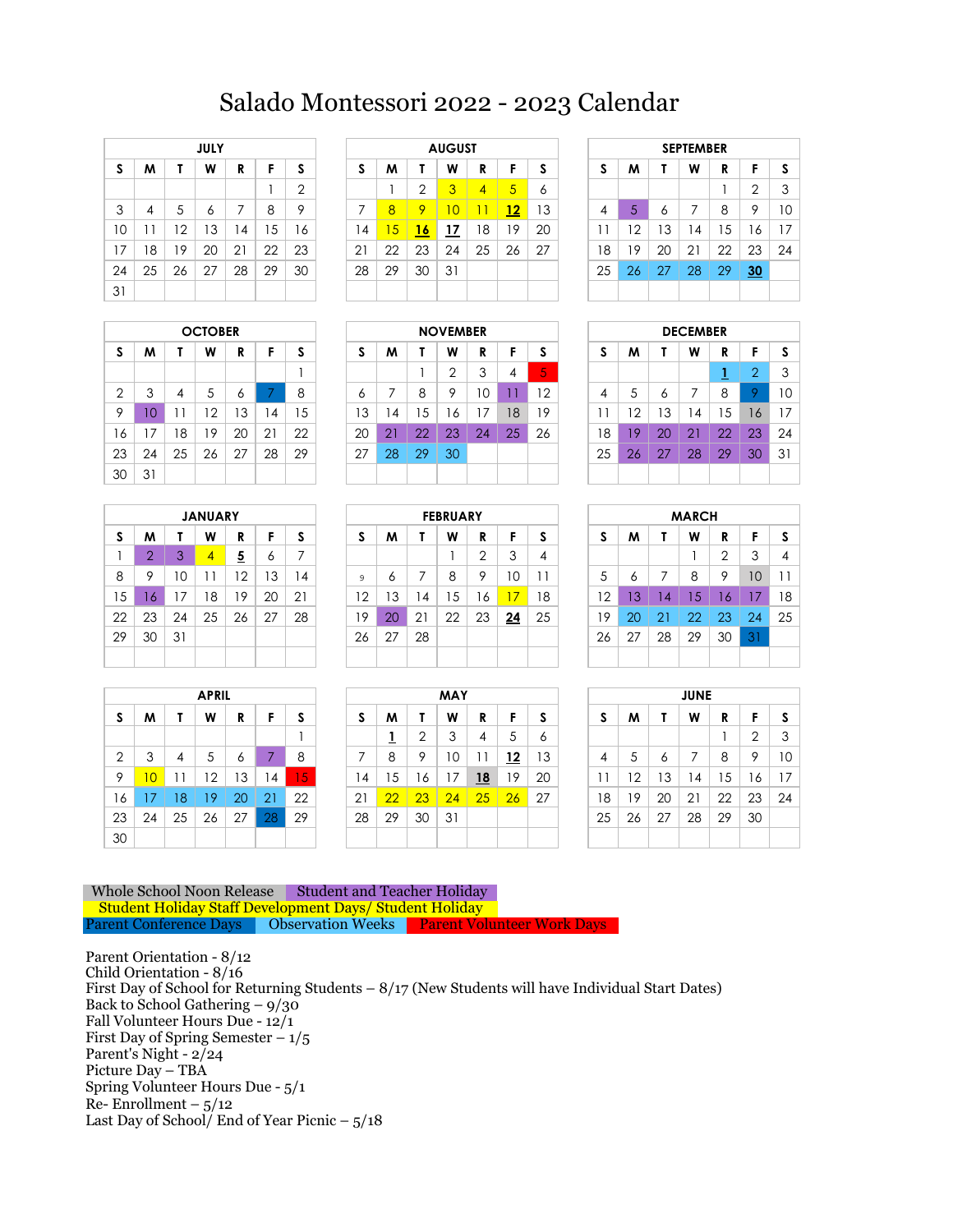# Salado Montessori 2022 - 2023 Calendar

**JULY**

| S | M | T | W | R | F | S |
|---|---|---|---|---|---|---|
| | | | | | 1 | 2 |
| 3 | 4 | 5 | 6 | 7 | 8 | 9 |
| 10 | 11 | 12 | 13 | 14 | 15 | 16 |
| 17 | 18 | 19 | 20 | 21 | 22 | 23 |
| 24 | 25 | 26 | 27 | 28 | 29 | 30 |
| 31 | | | | | | |

**AUGUST**

| S | M | T | W | R | F | S |
|---|---|---|---|---|---|---|
| | 1 | 2 | 3 | 4 | 5 | 6 |
| 7 | 8 | 9 | 10 | 11 | **12** | 13 |
| 14 | 15 | **16** | **17** | 18 | 19 | 20 |
| 21 | 22 | 23 | 24 | 25 | 26 | 27 |
| 28 | 29 | 30 | 31 | | | |

**SEPTEMBER**

| S | M | T | W | R | F | S |
|---|---|---|---|---|---|---|
| | | | | 1 | 2 | 3 |
| 4 | 5 | 6 | 7 | 8 | 9 | 10 |
| 11 | 12 | 13 | 14 | 15 | 16 | 17 |
| 18 | 19 | 20 | 21 | 22 | 23 | 24 |
| 25 | 26 | 27 | 28 | 29 | **30** | |

**OCTOBER**

| S | M | T | W | R | F | S |
|---|---|---|---|---|---|---|
| | | | | | | 1 |
| 2 | 3 | 4 | 5 | 6 | 7 | 8 |
| 9 | 10 | 11 | 12 | 13 | 14 | 15 |
| 16 | 17 | 18 | 19 | 20 | 21 | 22 |
| 23 | 24 | 25 | 26 | 27 | 28 | 29 |
| 30 | 31 | | | | | |

**NOVEMBER**

| S | M | T | W | R | F | S |
|---|---|---|---|---|---|---|
| | | 1 | 2 | 3 | 4 | 5 |
| 6 | 7 | 8 | 9 | 10 | 11 | 12 |
| 13 | 14 | 15 | 16 | 17 | 18 | 19 |
| 20 | 21 | 22 | 23 | 24 | 25 | 26 |
| 27 | 28 | 29 | 30 | | | |

**DECEMBER**

| S | M | T | W | R | F | S |
|---|---|---|---|---|---|---|
| | | | | **1** | 2 | 3 |
| 4 | 5 | 6 | 7 | 8 | 9 | 10 |
| 11 | 12 | 13 | 14 | 15 | 16 | 17 |
| 18 | 19 | 20 | 21 | 22 | 23 | 24 |
| 25 | 26 | 27 | 28 | 29 | 30 | 31 |

**JANUARY**

| S | M | T | W | R | F | S |
|---|---|---|---|---|---|---|
| 1 | 2 | 3 | 4 | **5** | 6 | 7 |
| 8 | 9 | 10 | 11 | 12 | 13 | 14 |
| 15 | 16 | 17 | 18 | 19 | 20 | 21 |
| 22 | 23 | 24 | 25 | 26 | 27 | 28 |
| 29 | 30 | 31 | | | | |

**FEBRUARY**

| S | M | T | W | R | F | S |
|---|---|---|---|---|---|---|
| | | | 1 | 2 | 3 | 4 |
| 5 | 6 | 7 | 8 | 9 | 10 | 11 |
| 12 | 13 | 14 | 15 | 16 | 17 | 18 |
| 19 | 20 | 21 | 22 | 23 | **24** | 25 |
| 26 | 27 | 28 | | | | |

**MARCH**

| S | M | T | W | R | F | S |
|---|---|---|---|---|---|---|
| | | | 1 | 2 | 3 | 4 |
| 5 | 6 | 7 | 8 | 9 | 10 | 11 |
| 12 | 13 | 14 | 15 | 16 | 17 | 18 |
| 19 | 20 | 21 | 22 | 23 | 24 | 25 |
| 26 | 27 | 28 | 29 | 30 | 31 | |

**APRIL**

| S | M | T | W | R | F | S |
|---|---|---|---|---|---|---|
| | | | | | | 1 |
| 2 | 3 | 4 | 5 | 6 | 7 | 8 |
| 9 | 10 | 11 | 12 | 13 | 14 | 15 |
| 16 | 17 | 18 | 19 | 20 | 21 | 22 |
| 23 | 24 | 25 | 26 | 27 | 28 | 29 |
| 30 | | | | | | |

**MAY**

| S | M | T | W | R | F | S |
|---|---|---|---|---|---|---|
| | **1** | 2 | 3 | 4 | 5 | 6 |
| 7 | 8 | 9 | 10 | 11 | **12** | 13 |
| 14 | 15 | 16 | 17 | **18** | 19 | 20 |
| 21 | 22 | 23 | 24 | 25 | 26 | 27 |
| 28 | 29 | 30 | 31 | | | |

**JUNE**

| S | M | T | W | R | F | S |
|---|---|---|---|---|---|---|
| | | | | 1 | 2 | 3 |
| 4 | 5 | 6 | 7 | 8 | 9 | 10 |
| 11 | 12 | 13 | 14 | 15 | 16 | 17 |
| 18 | 19 | 20 | 21 | 22 | 23 | 24 |
| 25 | 26 | 27 | 28 | 29 | 30 | |

Whole School Noon Release | Student and Teacher Holiday

Student Holiday Staff Development Days/ Student Holiday

Parent Conference Days | Observation Weeks | Parent Volunteer Work Days

Parent Orientation - 8/12
Child Orientation - 8/16
First Day of School for Returning Students – 8/17 (New Students will have Individual Start Dates)
Back to School Gathering – 9/30
Fall Volunteer Hours Due - 12/1
First Day of Spring Semester – 1/5
Parent's Night - 2/24
Picture Day – TBA
Spring Volunteer Hours Due - 5/1
Re- Enrollment – 5/12
Last Day of School/ End of Year Picnic – 5/18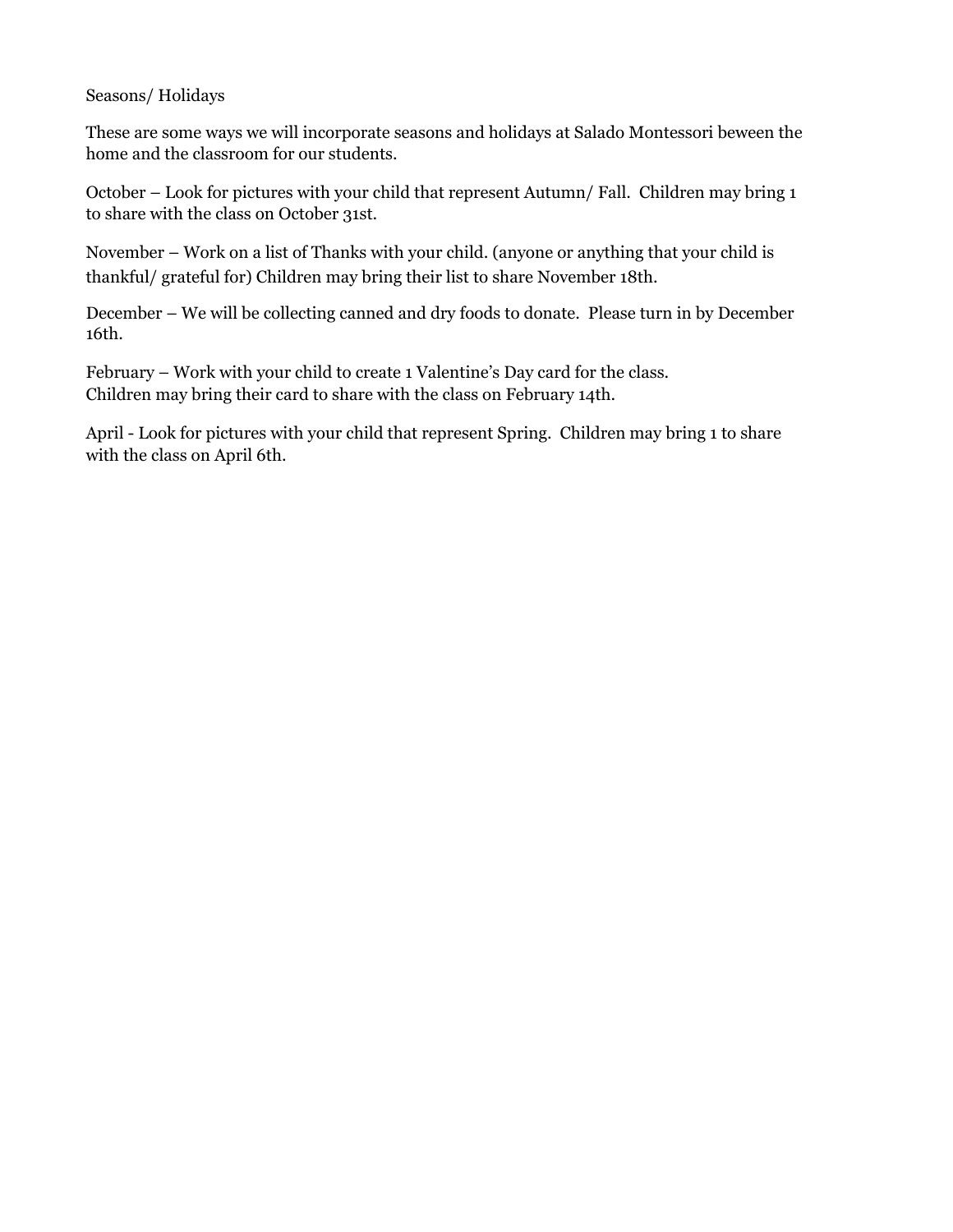Seasons/ Holidays

These are some ways we will incorporate seasons and holidays at Salado Montessori beween the home and the classroom for our students.

October – Look for pictures with your child that represent Autumn/ Fall. Children may bring 1 to share with the class on October 31st.

November – Work on a list of Thanks with your child. (anyone or anything that your child is thankful/ grateful for) Children may bring their list to share November 18th.

December – We will be collecting canned and dry foods to donate. Please turn in by December 16th.

February – Work with your child to create 1 Valentine's Day card for the class. Children may bring their card to share with the class on February 14th.

April - Look for pictures with your child that represent Spring. Children may bring 1 to share with the class on April 6th.